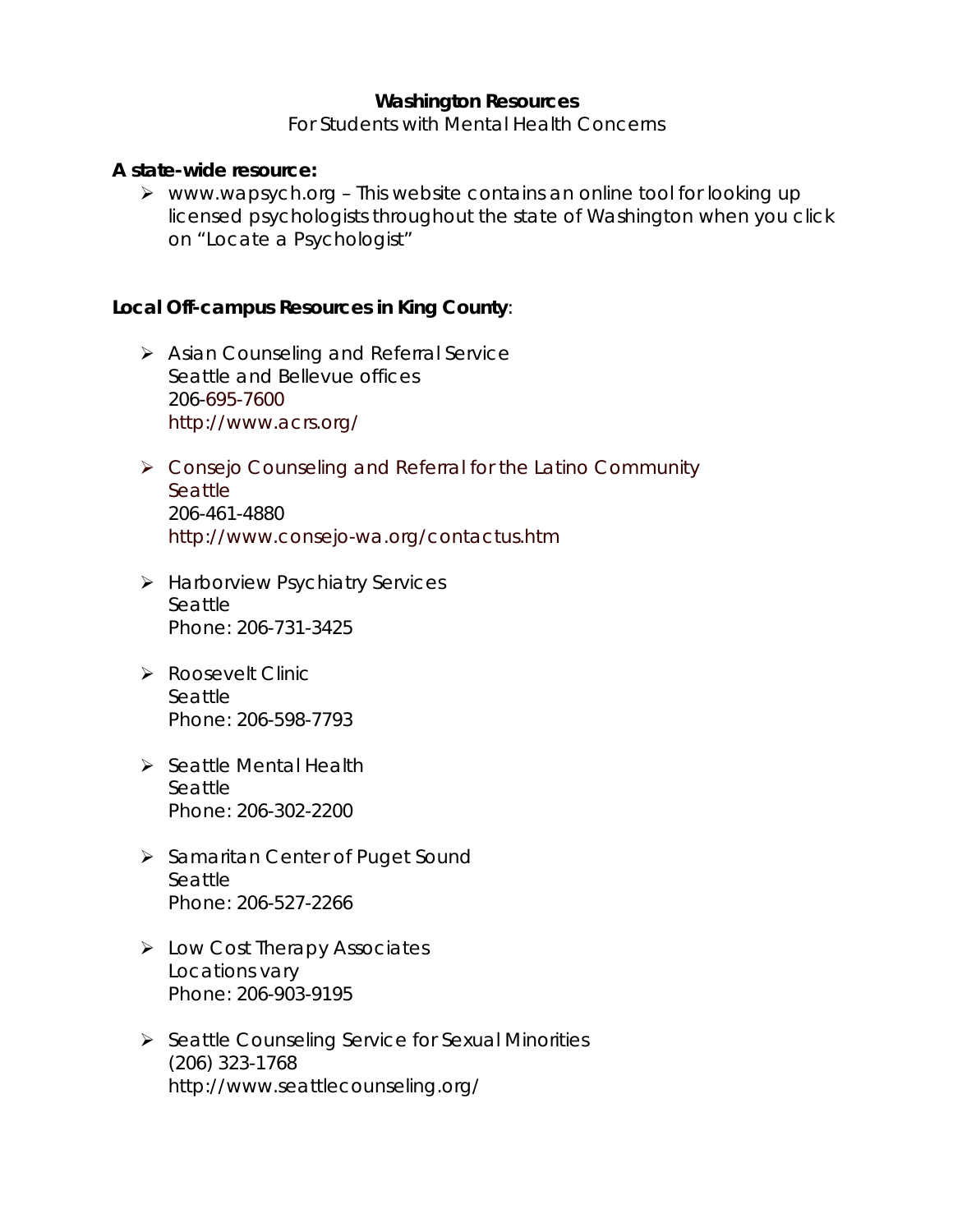**Washington Resources**

For Students with Mental Health Concerns

**A state-wide resource:**

- www.wapsych.org – This website contains an online tool for looking up licensed psychologists throughout the state of Washington when you click on "Locate a Psychologist"

**Local Off-campus Resources in King County**:

- Asian Counseling and Referral Service
  Seattle and Bellevue offices
  206-695-7600
  http://www.acrs.org/

- Consejo Counseling and Referral for the Latino Community
  Seattle
  206-461-4880
  http://www.consejo-wa.org/contactus.htm

- Harborview Psychiatry Services
  Seattle
  Phone: 206-731-3425

- Roosevelt Clinic
  Seattle
  Phone: 206-598-7793

- Seattle Mental Health
  Seattle
  Phone: 206-302-2200

- Samaritan Center of Puget Sound
  Seattle
  Phone: 206-527-2266

- Low Cost Therapy Associates
  Locations vary
  Phone: 206-903-9195

- Seattle Counseling Service for Sexual Minorities
  (206) 323-1768
  http://www.seattlecounseling.org/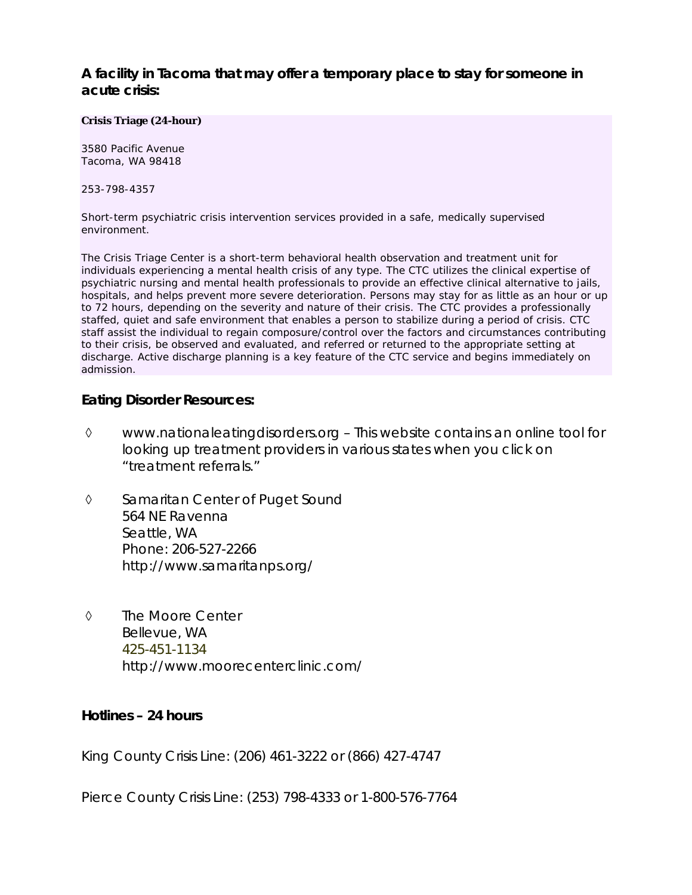**A facility in Tacoma that may offer a temporary place to stay for someone in acute crisis:**

**Crisis Triage (24-hour)**

3580 Pacific Avenue
Tacoma, WA 98418

253-798-4357

Short-term psychiatric crisis intervention services provided in a safe, medically supervised environment.

The Crisis Triage Center is a short-term behavioral health observation and treatment unit for individuals experiencing a mental health crisis of any type. The CTC utilizes the clinical expertise of psychiatric nursing and mental health professionals to provide an effective clinical alternative to jails, hospitals, and helps prevent more severe deterioration. Persons may stay for as little as an hour or up to 72 hours, depending on the severity and nature of their crisis. The CTC provides a professionally staffed, quiet and safe environment that enables a person to stabilize during a period of crisis. CTC staff assist the individual to regain composure/control over the factors and circumstances contributing to their crisis, be observed and evaluated, and referred or returned to the appropriate setting at discharge. Active discharge planning is a key feature of the CTC service and begins immediately on admission.

**Eating Disorder Resources:**

◊ www.nationaleatingdisorders.org – This website contains an online tool for looking up treatment providers in various states when you click on "treatment referrals."

◊ Samaritan Center of Puget Sound
564 NE Ravenna
Seattle, WA
Phone: 206-527-2266
http://www.samaritanps.org/

◊ The Moore Center
Bellevue, WA
425-451-1134
http://www.moorecenterclinic.com/

**Hotlines – 24 hours**

King County Crisis Line: (206) 461-3222 or (866) 427-4747

Pierce County Crisis Line: (253) 798-4333 or 1-800-576-7764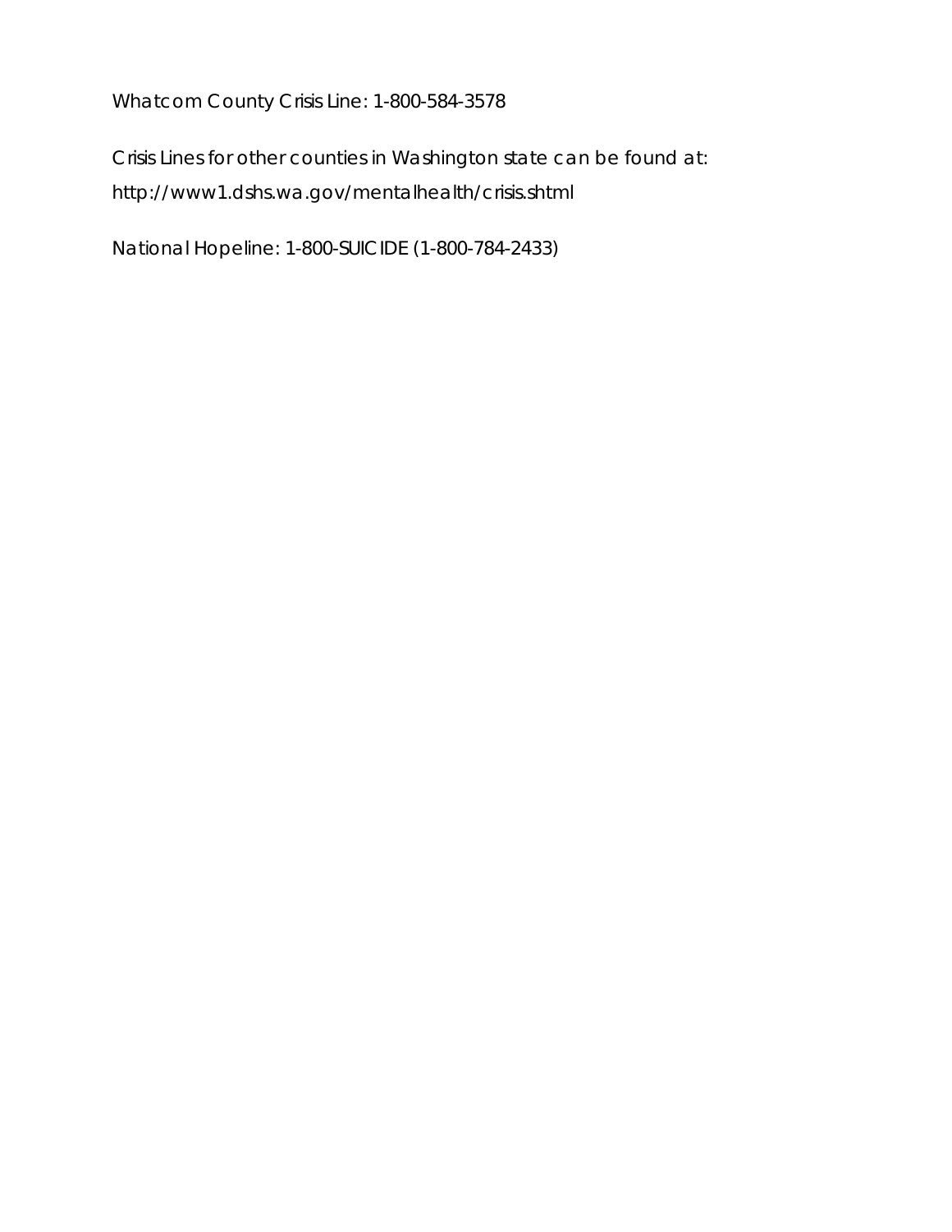Whatcom County Crisis Line: 1-800-584-3578

Crisis Lines for other counties in Washington state can be found at: http://www1.dshs.wa.gov/mentalhealth/crisis.shtml

National Hopeline: 1-800-SUICIDE (1-800-784-2433)